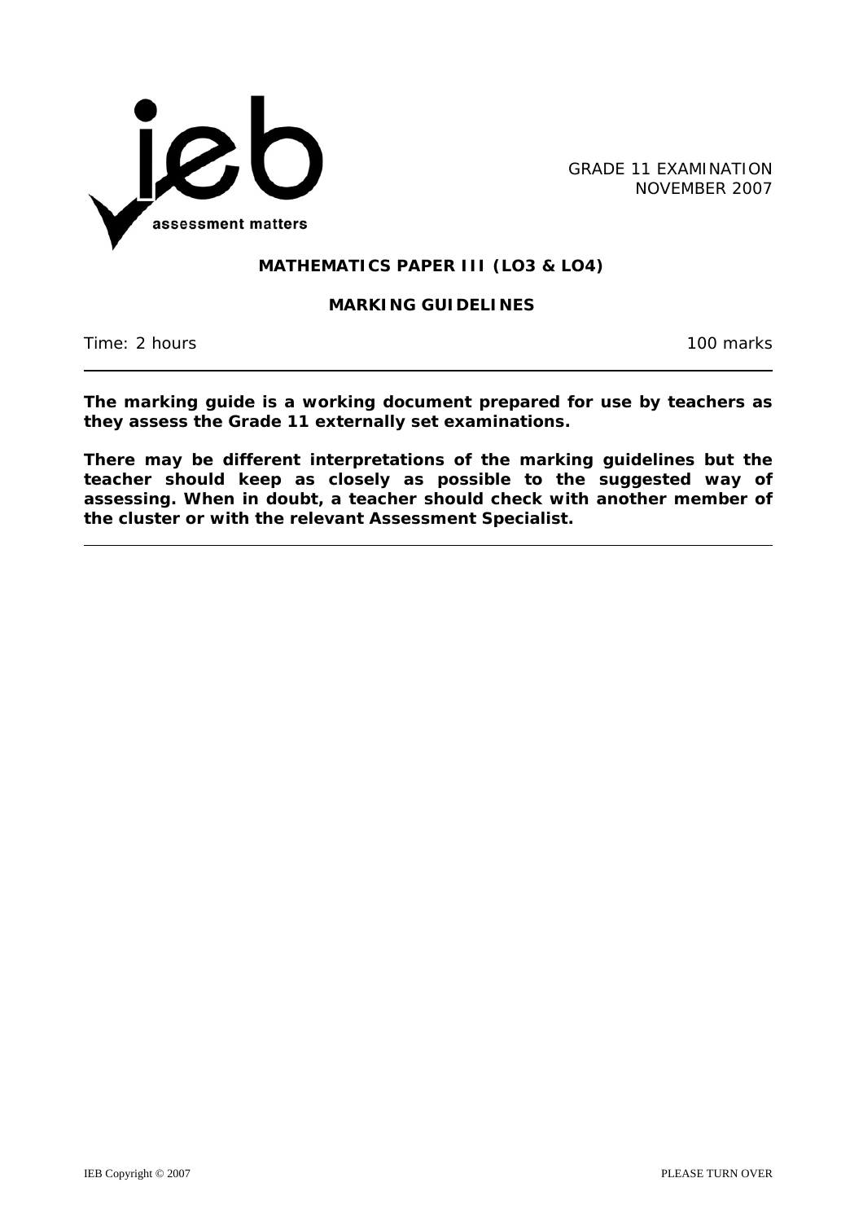assessment matters

GRADE 11 EXAMINATION
NOVEMBER 2007

**MATHEMATICS PAPER III (LO3 & LO4)**

**MARKING GUIDELINES**

Time: 2 hours 100 marks

---

**The marking guide is a working document prepared for use by teachers as they assess the Grade 11 externally set examinations.**

**There may be different interpretations of the marking guidelines but the teacher should keep as closely as possible to the suggested way of assessing. When in doubt, a teacher should check with another member of the cluster or with the relevant Assessment Specialist.**

---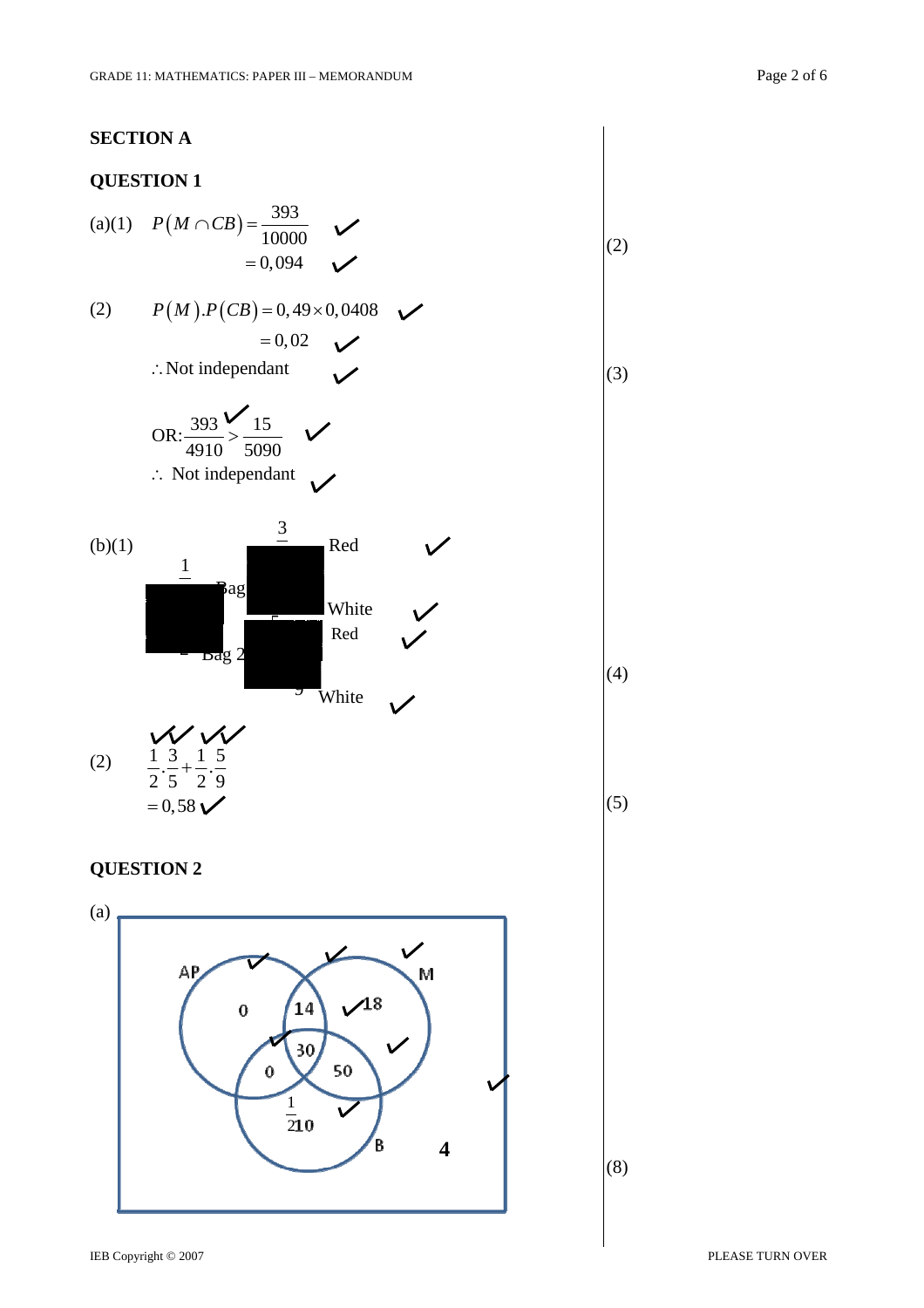## SECTION A

### QUESTION 1

(a)(1) $P(M \cap CB) = \dfrac{393}{10000}$ ✓

$= 0,094$ ✓ (2)

(2) $P(M).P(CB) = 0,49 \times 0,0408$ ✓

$= 0,02$ ✓

$\therefore$ Not independant ✓ (3)

OR: $\dfrac{393}{4910} > \dfrac{15}{5090}$ ✓ ✓

$\therefore$ Not independant ✓

(b)(1)

| Branch | Probability | Outcome |
|---|---|---|
| $\frac{1}{}$ Bag | $\frac{3}{}$ | Red ✓ |
| | | White ✓ |
| Bag 2 | | Red ✓ |
| | | White ✓ |

(4)

(2) $\dfrac{1}{2}.\dfrac{3}{5} + \dfrac{1}{2}.\dfrac{5}{9}$ ✓✓ ✓✓

$= 0,58$ ✓ (5)

### QUESTION 2

(a)

Venn diagram with sets AP, M and B:

- AP only: 0 ✓
- AP ∩ M only: 14 ✓
- M only: 18 ✓
- AP ∩ M ∩ B: 30 ✓
- AP ∩ B only: 0
- M ∩ B only: 50 ✓
- B only: $\frac{1}{2}$10 ✓
- Outside: 4 ✓

(8)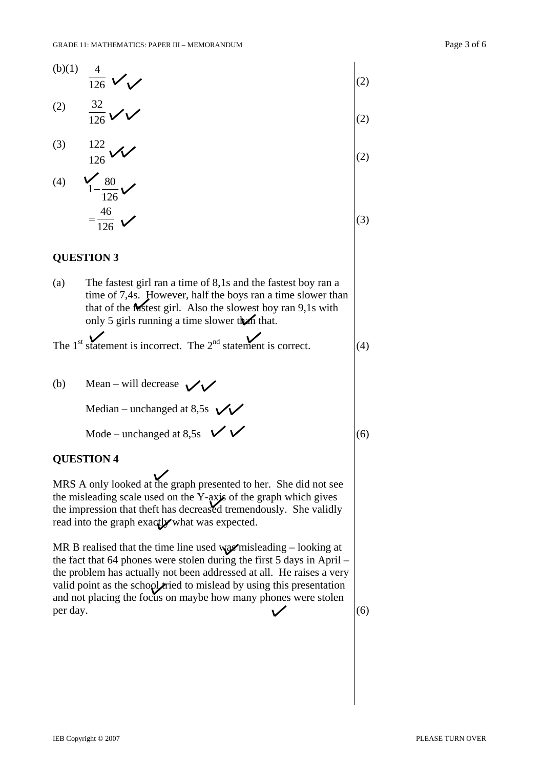(b)(1) $\frac{4}{126}$ ✓✓ (2)

(2) $\frac{32}{126}$ ✓✓ (2)

(3) $\frac{122}{126}$ ✓✓ (2)

(4) ✓ $1-\frac{80}{126}$ ✓

$=\frac{46}{126}$ ✓ (3)

**QUESTION 3**

(a) The fastest girl ran a time of 8,1s and the fastest boy ran a time of 7,4s. However, half the boys ran a time slower than that of the fastest girl. ✓ Also the slowest boy ran 9,1s with only 5 girls running a time slower than that. ✓

The 1st statement is incorrect. ✓ The 2nd statement is correct. ✓ (4)

(b) Mean – will decrease ✓✓

Median – unchanged at 8,5s ✓✓

Mode – unchanged at 8,5s ✓✓ (6)

**QUESTION 4**

MRS A only looked at the graph presented to her. ✓ She did not see the misleading scale used on the Y-axis ✓ of the graph which gives the impression that theft has decreased tremendously. She validly read into the graph exactly ✓ what was expected.

MR B realised that the time line used was ✓ misleading – looking at the fact that 64 phones were stolen during the first 5 days in April – the problem has actually not been addressed at all. He raises a very valid point as the school ✓ tried to mislead by using this presentation and not placing the focus on maybe how many phones were stolen per day. ✓ (6)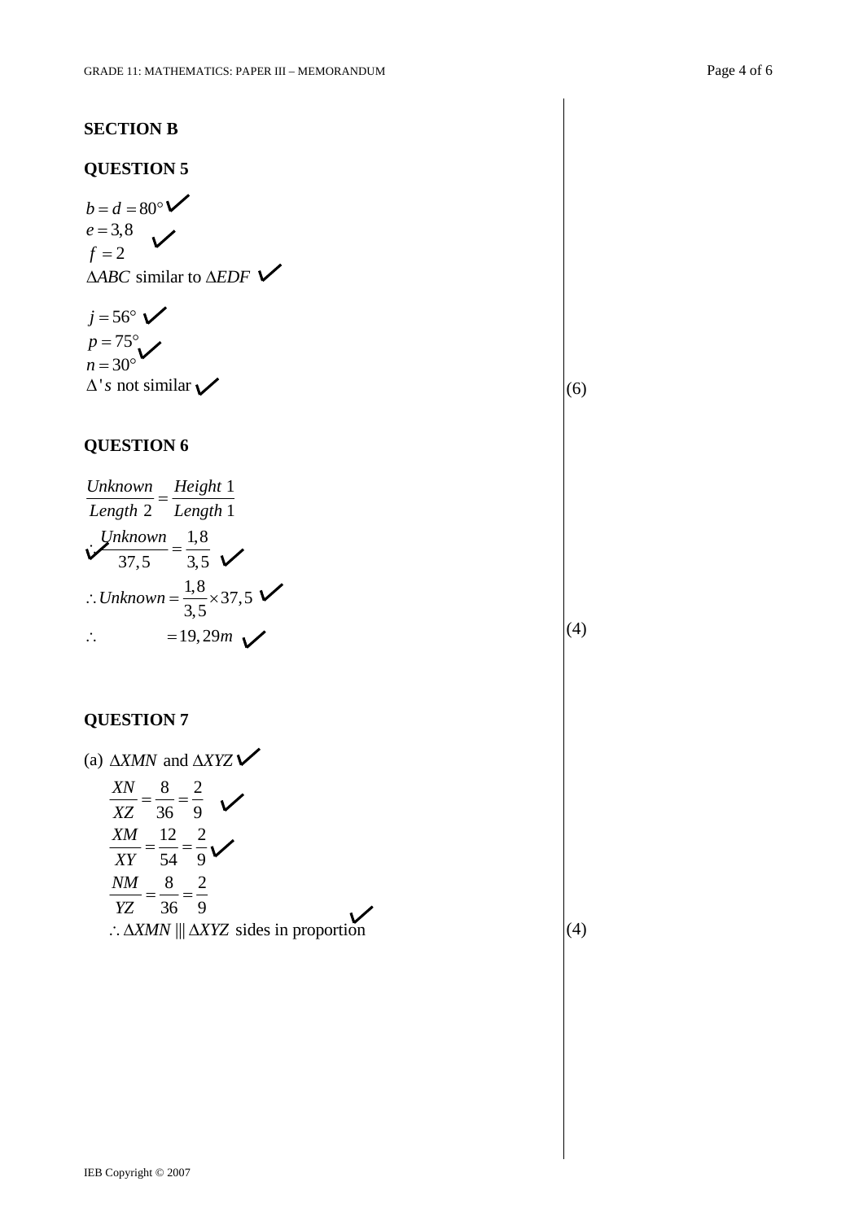## SECTION B

### QUESTION 5

$b = d = 80°$ ✓
$e = 3,8$ ✓
$f = 2$
$\Delta ABC$ similar to $\Delta EDF$ ✓

$j = 56°$ ✓
$p = 75°$ ✓
$n = 30°$
$\Delta 's$ not similar ✓ (6)

### QUESTION 6

$$\frac{Unknown}{Length\ 2} = \frac{Height\ 1}{Length\ 1}$$

$$\therefore \frac{Unknown}{37,5} = \frac{1,8}{3,5}$$ ✓ ✓

$$\therefore Unknown = \frac{1,8}{3,5} \times 37,5$$ ✓

$$\therefore \qquad = 19,29m$$ ✓ (4)

### QUESTION 7

(a) $\Delta XMN$ and $\Delta XYZ$ ✓

$$\frac{XN}{XZ} = \frac{8}{36} = \frac{2}{9}$$ ✓

$$\frac{XM}{XY} = \frac{12}{54} = \frac{2}{9}$$ ✓

$$\frac{NM}{YZ} = \frac{8}{36} = \frac{2}{9}$$

$\therefore \Delta XMN \ ||| \ \Delta XYZ$ sides in proportion ✓ (4)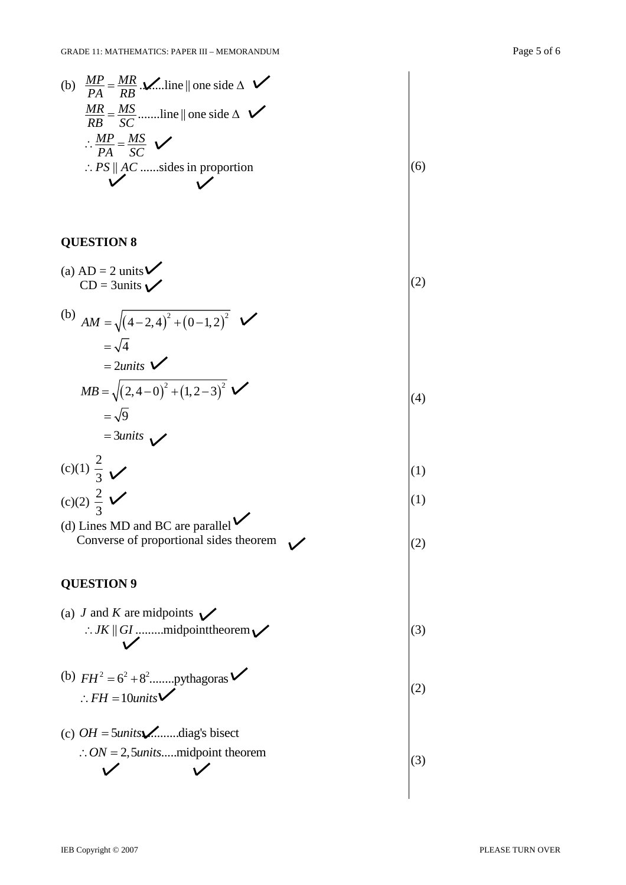(b) $\frac{MP}{PA} = \frac{MR}{RB}$ .......line || one side Δ ✓ ✓

$\frac{MR}{RB} = \frac{MS}{SC}$ .......line || one side Δ ✓

$\therefore \frac{MP}{PA} = \frac{MS}{SC}$ ✓

$\therefore PS \parallel AC$ ......sides in proportion ✓ ✓

(6)

## QUESTION 8

(a) AD = 2 units ✓
CD = 3units ✓

(2)

(b) $AM = \sqrt{(4-2,4)^2 + (0-1,2)^2}$ ✓

$= \sqrt{4}$

$= 2units$ ✓

$MB = \sqrt{(2,4-0)^2 + (1,2-3)^2}$ ✓

$= \sqrt{9}$

$= 3units$ ✓

(4)

(c)(1) $\frac{2}{3}$ ✓

(1)

(c)(2) $\frac{2}{3}$ ✓

(1)

(d) Lines MD and BC are parallel ✓
Converse of proportional sides theorem ✓

(2)

## QUESTION 9

(a) $J$ and $K$ are midpoints ✓
$\therefore JK \parallel GI$ .........midpointtheorem ✓ ✓

(3)

(b) $FH^2 = 6^2 + 8^2$........pythagoras ✓
$\therefore FH = 10units$ ✓

(2)

(c) $OH = 5units$ ✓.........diag's bisect
$\therefore ON = 2,5units$.....midpoint theorem ✓ ✓

(3)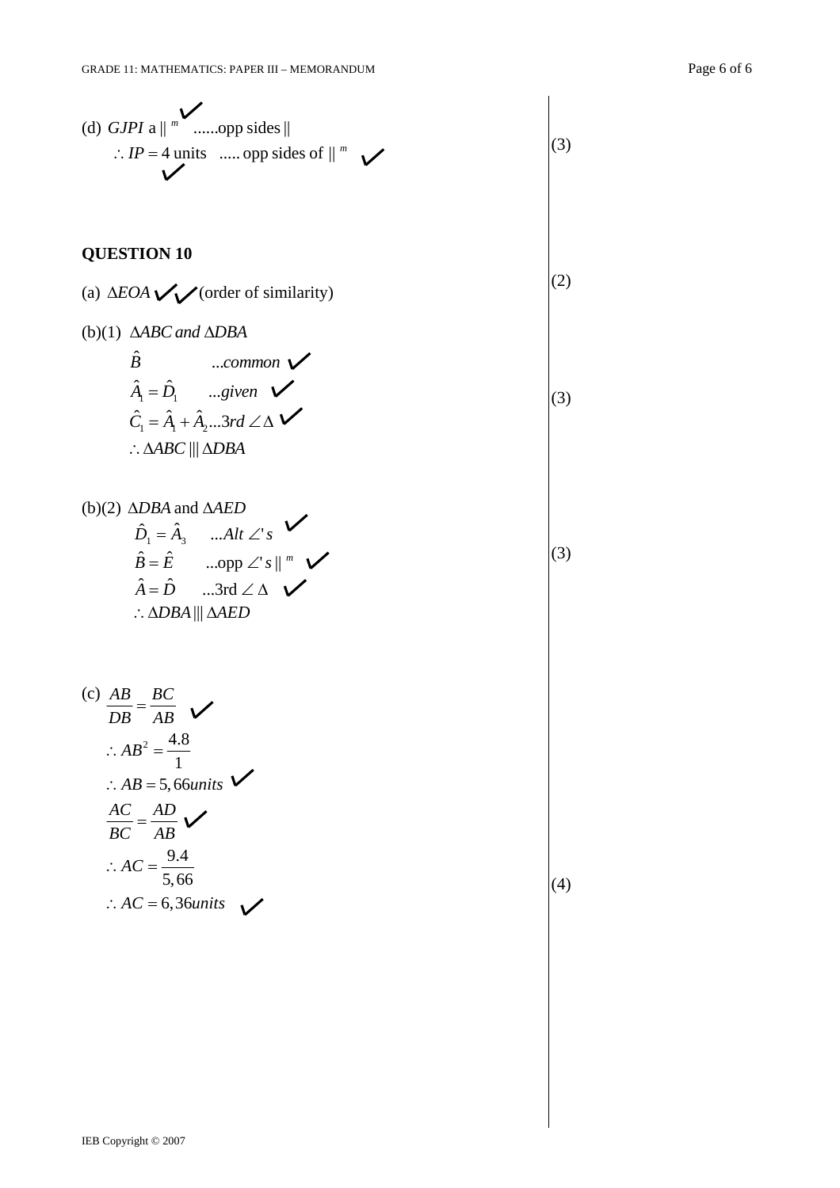(d) $GJPI$ a $\|^m$ ✓ ......opp sides $\|$

$\therefore IP = 4$ units ✓ ..... opp sides of $\|^m$ ✓

(3)

## QUESTION 10

(a) $\Delta EOA$ ✓✓ (order of similarity)

(2)

(b)(1) $\Delta ABC$ and $\Delta DBA$

$\hat{B}$ ...common ✓

$\hat{A}_1 = \hat{D}_1$ ...given ✓

$\hat{C}_1 = \hat{A}_1 + \hat{A}_2$...3rd $\angle \Delta$ ✓

$\therefore \Delta ABC \,|||\, \Delta DBA$

(3)

(b)(2) $\Delta DBA$ and $\Delta AED$

$\hat{D}_1 = \hat{A}_3$ ...Alt $\angle$'s ✓

$\hat{B} = \hat{E}$ ...opp $\angle$'s $\|^m$ ✓

$\hat{A} = \hat{D}$ ...3rd $\angle \Delta$ ✓

$\therefore \Delta DBA \,|||\, \Delta AED$

(3)

(c) $\dfrac{AB}{DB} = \dfrac{BC}{AB}$ ✓

$\therefore AB^2 = \dfrac{4.8}{1}$

$\therefore AB = 5,66 units$ ✓

$\dfrac{AC}{BC} = \dfrac{AD}{AB}$ ✓

$\therefore AC = \dfrac{9.4}{5,66}$

$\therefore AC = 6,36 units$ ✓

(4)